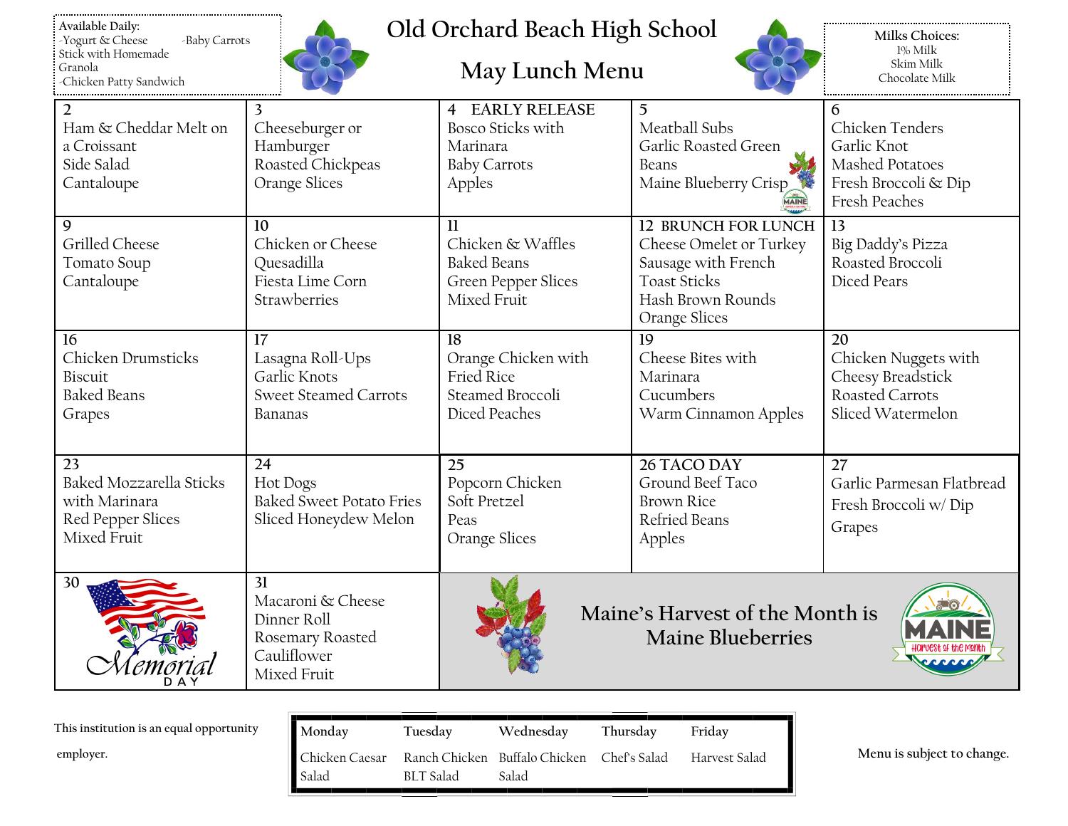# Old Orchard Beach High School

## May Lunch Menu

**Available Daily:**
- Yogurt & Cheese Stick with Homemade Granola
- Baby Carrots
- Chicken Patty Sandwich

**Milks Choices:**
- 1% Milk
- Skim Milk
- Chocolate Milk

| Monday | Tuesday | Wednesday | Thursday | Friday |
|---|---|---|---|---|
| 2<br>Ham & Cheddar Melt on a Croissant<br>Side Salad<br>Cantaloupe | 3<br>Cheeseburger or Hamburger<br>Roasted Chickpeas<br>Orange Slices | 4 EARLY RELEASE<br>Bosco Sticks with Marinara<br>Baby Carrots<br>Apples | 5<br>Meatball Subs<br>Garlic Roasted Green Beans<br>Maine Blueberry Crisp | 6<br>Chicken Tenders<br>Garlic Knot<br>Mashed Potatoes<br>Fresh Broccoli & Dip<br>Fresh Peaches |
| 9<br>Grilled Cheese<br>Tomato Soup<br>Cantaloupe | 10<br>Chicken or Cheese Quesadilla<br>Fiesta Lime Corn<br>Strawberries | 11<br>Chicken & Waffles<br>Baked Beans<br>Green Pepper Slices<br>Mixed Fruit | 12 BRUNCH FOR LUNCH<br>Cheese Omelet or Turkey Sausage with French Toast Sticks<br>Hash Brown Rounds<br>Orange Slices | 13<br>Big Daddy's Pizza<br>Roasted Broccoli<br>Diced Pears |
| 16<br>Chicken Drumsticks<br>Biscuit<br>Baked Beans<br>Grapes | 17<br>Lasagna Roll-Ups<br>Garlic Knots<br>Sweet Steamed Carrots<br>Bananas | 18<br>Orange Chicken with Fried Rice<br>Steamed Broccoli<br>Diced Peaches | 19<br>Cheese Bites with Marinara<br>Cucumbers<br>Warm Cinnamon Apples | 20<br>Chicken Nuggets with Cheesy Breadstick<br>Roasted Carrots<br>Sliced Watermelon |
| 23<br>Baked Mozzarella Sticks with Marinara<br>Red Pepper Slices<br>Mixed Fruit | 24<br>Hot Dogs<br>Baked Sweet Potato Fries<br>Sliced Honeydew Melon | 25<br>Popcorn Chicken<br>Soft Pretzel<br>Peas<br>Orange Slices | 26 TACO DAY<br>Ground Beef Taco<br>Brown Rice<br>Refried Beans<br>Apples | 27<br>Garlic Parmesan Flatbread<br>Fresh Broccoli w/ Dip<br>Grapes |
| 30<br>Memorial Day | 31<br>Macaroni & Cheese<br>Dinner Roll<br>Rosemary Roasted Cauliflower<br>Mixed Fruit | Maine's Harvest of the Month is Maine Blueberries | | |

| Monday | Tuesday | Wednesday | Thursday | Friday |
|---|---|---|---|---|
| Chicken Caesar Salad | Ranch Chicken BLT Salad | Buffalo Chicken Salad | Chef's Salad | Harvest Salad |

This institution is an equal opportunity employer.

Menu is subject to change.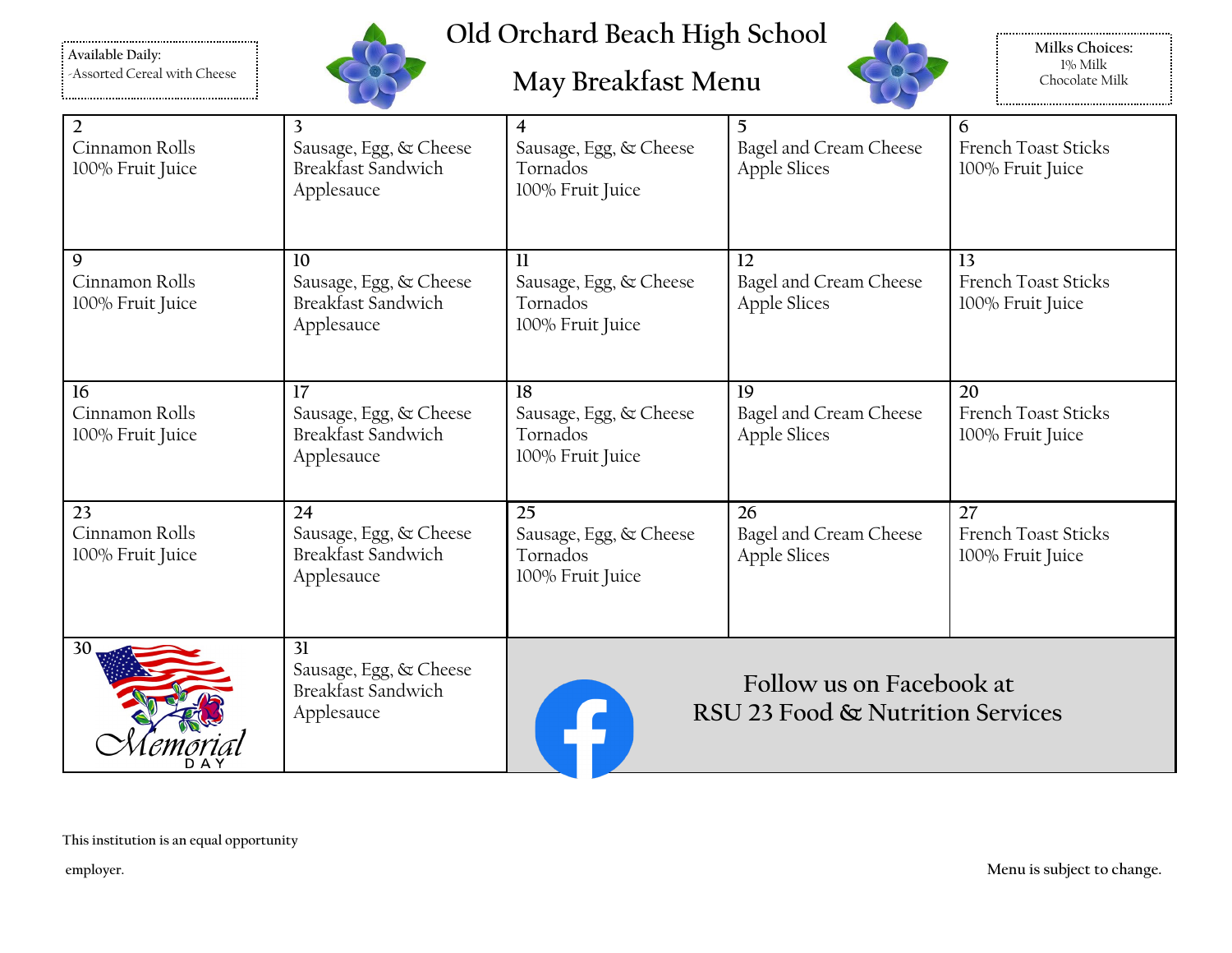Available Daily:
-Assorted Cereal with Cheese

# Old Orchard Beach High School

## May Breakfast Menu

**Milks Choices:**
1% Milk
Chocolate Milk

| | | | | |
|---|---|---|---|---|
| 2<br>Cinnamon Rolls<br>100% Fruit Juice | 3<br>Sausage, Egg, & Cheese Breakfast Sandwich<br>Applesauce | 4<br>Sausage, Egg, & Cheese Tornados<br>100% Fruit Juice | 5<br>Bagel and Cream Cheese<br>Apple Slices | 6<br>French Toast Sticks<br>100% Fruit Juice |
| 9<br>Cinnamon Rolls<br>100% Fruit Juice | 10<br>Sausage, Egg, & Cheese Breakfast Sandwich<br>Applesauce | 11<br>Sausage, Egg, & Cheese Tornados<br>100% Fruit Juice | 12<br>Bagel and Cream Cheese<br>Apple Slices | 13<br>French Toast Sticks<br>100% Fruit Juice |
| 16<br>Cinnamon Rolls<br>100% Fruit Juice | 17<br>Sausage, Egg, & Cheese Breakfast Sandwich<br>Applesauce | 18<br>Sausage, Egg, & Cheese Tornados<br>100% Fruit Juice | 19<br>Bagel and Cream Cheese<br>Apple Slices | 20<br>French Toast Sticks<br>100% Fruit Juice |
| 23<br>Cinnamon Rolls<br>100% Fruit Juice | 24<br>Sausage, Egg, & Cheese Breakfast Sandwich<br>Applesauce | 25<br>Sausage, Egg, & Cheese Tornados<br>100% Fruit Juice | 26<br>Bagel and Cream Cheese<br>Apple Slices | 27<br>French Toast Sticks<br>100% Fruit Juice |
| 30<br>Memorial Day | 31<br>Sausage, Egg, & Cheese Breakfast Sandwich<br>Applesauce | Follow us on Facebook at<br>RSU 23 Food & Nutrition Services | | |

This institution is an equal opportunity employer.

Menu is subject to change.